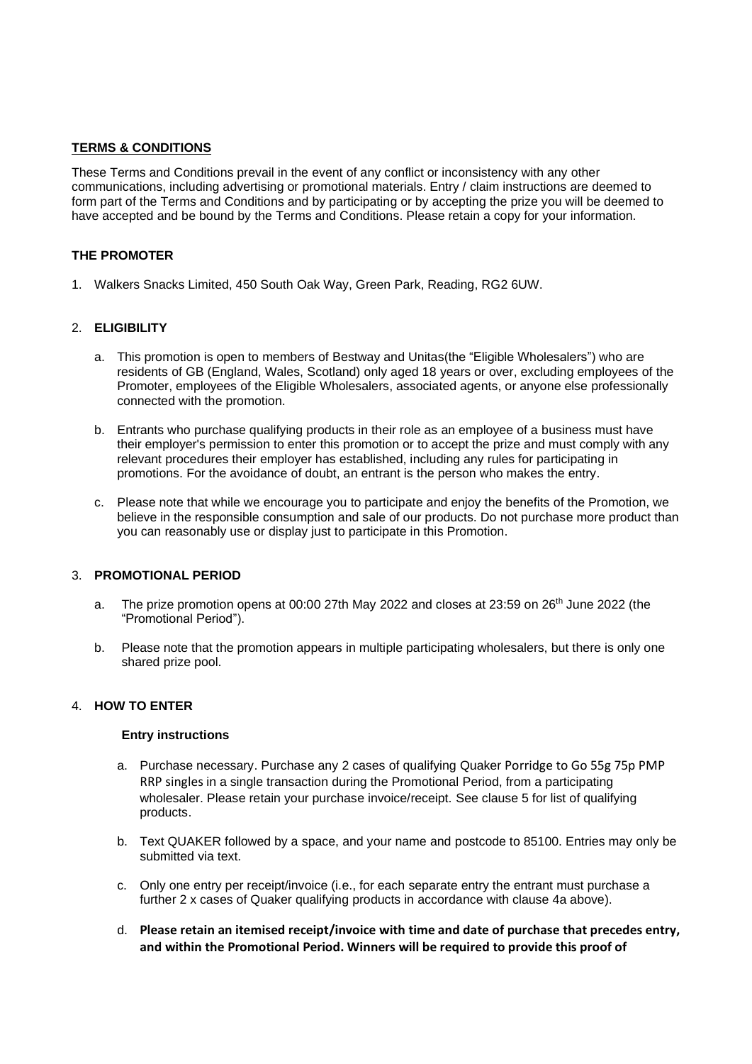**TERMS & CONDITIONS**

These Terms and Conditions prevail in the event of any conflict or inconsistency with any other communications, including advertising or promotional materials. Entry / claim instructions are deemed to form part of the Terms and Conditions and by participating or by accepting the prize you will be deemed to have accepted and be bound by the Terms and Conditions. Please retain a copy for your information.

**THE PROMOTER**

1. Walkers Snacks Limited, 450 South Oak Way, Green Park, Reading, RG2 6UW.

2. **ELIGIBILITY**

   a. This promotion is open to members of Bestway and Unitas(the "Eligible Wholesalers") who are residents of GB (England, Wales, Scotland) only aged 18 years or over, excluding employees of the Promoter, employees of the Eligible Wholesalers, associated agents, or anyone else professionally connected with the promotion.

   b. Entrants who purchase qualifying products in their role as an employee of a business must have their employer's permission to enter this promotion or to accept the prize and must comply with any relevant procedures their employer has established, including any rules for participating in promotions. For the avoidance of doubt, an entrant is the person who makes the entry.

   c. Please note that while we encourage you to participate and enjoy the benefits of the Promotion, we believe in the responsible consumption and sale of our products. Do not purchase more product than you can reasonably use or display just to participate in this Promotion.

3. **PROMOTIONAL PERIOD**

   a. The prize promotion opens at 00:00 27th May 2022 and closes at 23:59 on 26th June 2022 (the "Promotional Period").

   b. Please note that the promotion appears in multiple participating wholesalers, but there is only one shared prize pool.

4. **HOW TO ENTER**

   **Entry instructions**

   a. Purchase necessary. Purchase any 2 cases of qualifying Quaker Porridge to Go 55g 75p PMP RRP singles in a single transaction during the Promotional Period, from a participating wholesaler. Please retain your purchase invoice/receipt. See clause 5 for list of qualifying products.

   b. Text QUAKER followed by a space, and your name and postcode to 85100. Entries may only be submitted via text.

   c. Only one entry per receipt/invoice (i.e., for each separate entry the entrant must purchase a further 2 x cases of Quaker qualifying products in accordance with clause 4a above).

   d. **Please retain an itemised receipt/invoice with time and date of purchase that precedes entry, and within the Promotional Period. Winners will be required to provide this proof of**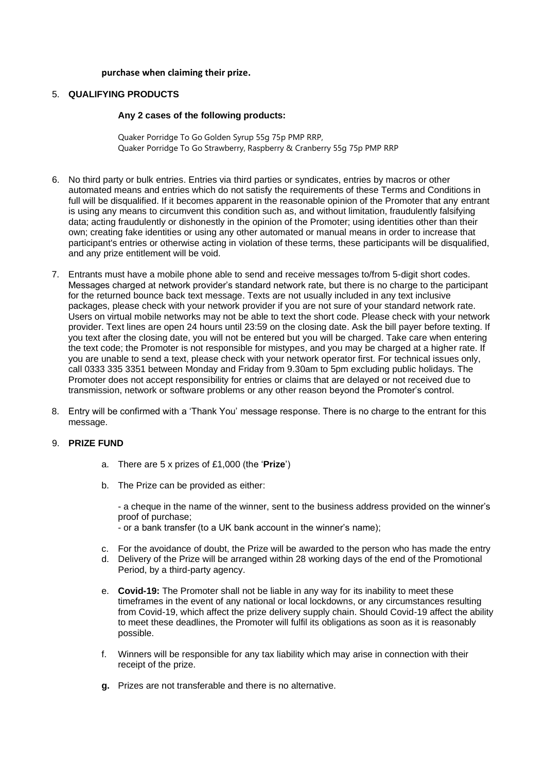**purchase when claiming their prize.**

5. **QUALIFYING PRODUCTS**

   **Any 2 cases of the following products:**

   Quaker Porridge To Go Golden Syrup 55g 75p PMP RRP,
   Quaker Porridge To Go Strawberry, Raspberry & Cranberry 55g 75p PMP RRP

6. No third party or bulk entries. Entries via third parties or syndicates, entries by macros or other automated means and entries which do not satisfy the requirements of these Terms and Conditions in full will be disqualified. If it becomes apparent in the reasonable opinion of the Promoter that any entrant is using any means to circumvent this condition such as, and without limitation, fraudulently falsifying data; acting fraudulently or dishonestly in the opinion of the Promoter; using identities other than their own; creating fake identities or using any other automated or manual means in order to increase that participant's entries or otherwise acting in violation of these terms, these participants will be disqualified, and any prize entitlement will be void.

7. Entrants must have a mobile phone able to send and receive messages to/from 5-digit short codes. Messages charged at network provider's standard network rate, but there is no charge to the participant for the returned bounce back text message. Texts are not usually included in any text inclusive packages, please check with your network provider if you are not sure of your standard network rate. Users on virtual mobile networks may not be able to text the short code. Please check with your network provider. Text lines are open 24 hours until 23:59 on the closing date. Ask the bill payer before texting. If you text after the closing date, you will not be entered but you will be charged. Take care when entering the text code; the Promoter is not responsible for mistypes, and you may be charged at a higher rate. If you are unable to send a text, please check with your network operator first. For technical issues only, call 0333 335 3351 between Monday and Friday from 9.30am to 5pm excluding public holidays. The Promoter does not accept responsibility for entries or claims that are delayed or not received due to transmission, network or software problems or any other reason beyond the Promoter's control.

8. Entry will be confirmed with a 'Thank You' message response. There is no charge to the entrant for this message.

9. **PRIZE FUND**

   a. There are 5 x prizes of £1,000 (the '**Prize**')

   b. The Prize can be provided as either:

      - a cheque in the name of the winner, sent to the business address provided on the winner's proof of purchase;
      - or a bank transfer (to a UK bank account in the winner's name);

   c. For the avoidance of doubt, the Prize will be awarded to the person who has made the entry

   d. Delivery of the Prize will be arranged within 28 working days of the end of the Promotional Period, by a third-party agency.

   e. **Covid-19:** The Promoter shall not be liable in any way for its inability to meet these timeframes in the event of any national or local lockdowns, or any circumstances resulting from Covid-19, which affect the prize delivery supply chain. Should Covid-19 affect the ability to meet these deadlines, the Promoter will fulfil its obligations as soon as it is reasonably possible.

   f. Winners will be responsible for any tax liability which may arise in connection with their receipt of the prize.

   **g.** Prizes are not transferable and there is no alternative.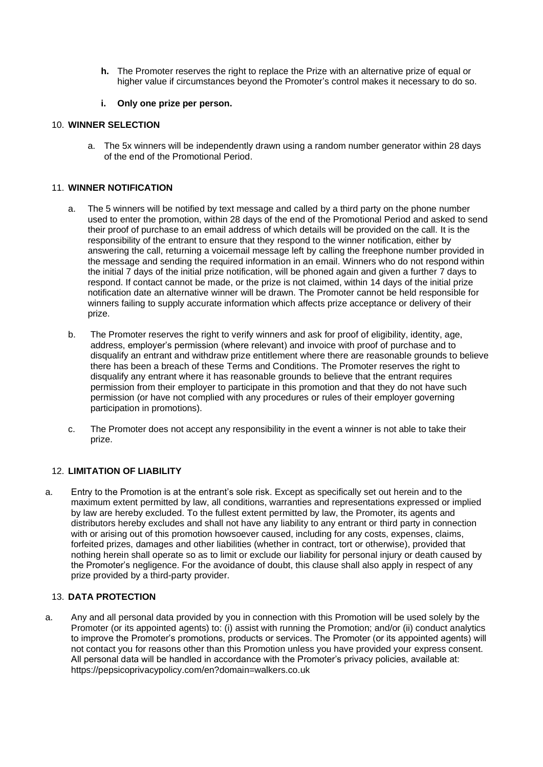h. **h.** The Promoter reserves the right to replace the Prize with an alternative prize of equal or higher value if circumstances beyond the Promoter's control makes it necessary to do so.

i. **i. Only one prize per person.**

10. **WINNER SELECTION**

a. The 5x winners will be independently drawn using a random number generator within 28 days of the end of the Promotional Period.

11. **WINNER NOTIFICATION**

a. The 5 winners will be notified by text message and called by a third party on the phone number used to enter the promotion, within 28 days of the end of the Promotional Period and asked to send their proof of purchase to an email address of which details will be provided on the call. It is the responsibility of the entrant to ensure that they respond to the winner notification, either by answering the call, returning a voicemail message left by calling the freephone number provided in the message and sending the required information in an email. Winners who do not respond within the initial 7 days of the initial prize notification, will be phoned again and given a further 7 days to respond. If contact cannot be made, or the prize is not claimed, within 14 days of the initial prize notification date an alternative winner will be drawn. The Promoter cannot be held responsible for winners failing to supply accurate information which affects prize acceptance or delivery of their prize.

b. The Promoter reserves the right to verify winners and ask for proof of eligibility, identity, age, address, employer's permission (where relevant) and invoice with proof of purchase and to disqualify an entrant and withdraw prize entitlement where there are reasonable grounds to believe there has been a breach of these Terms and Conditions. The Promoter reserves the right to disqualify any entrant where it has reasonable grounds to believe that the entrant requires permission from their employer to participate in this promotion and that they do not have such permission (or have not complied with any procedures or rules of their employer governing participation in promotions).

c. The Promoter does not accept any responsibility in the event a winner is not able to take their prize.

12. **LIMITATION OF LIABILITY**

a. Entry to the Promotion is at the entrant's sole risk. Except as specifically set out herein and to the maximum extent permitted by law, all conditions, warranties and representations expressed or implied by law are hereby excluded. To the fullest extent permitted by law, the Promoter, its agents and distributors hereby excludes and shall not have any liability to any entrant or third party in connection with or arising out of this promotion howsoever caused, including for any costs, expenses, claims, forfeited prizes, damages and other liabilities (whether in contract, tort or otherwise), provided that nothing herein shall operate so as to limit or exclude our liability for personal injury or death caused by the Promoter's negligence. For the avoidance of doubt, this clause shall also apply in respect of any prize provided by a third-party provider.

13. **DATA PROTECTION**

a. Any and all personal data provided by you in connection with this Promotion will be used solely by the Promoter (or its appointed agents) to: (i) assist with running the Promotion; and/or (ii) conduct analytics to improve the Promoter's promotions, products or services. The Promoter (or its appointed agents) will not contact you for reasons other than this Promotion unless you have provided your express consent. All personal data will be handled in accordance with the Promoter's privacy policies, available at: https://pepsicoprivacypolicy.com/en?domain=walkers.co.uk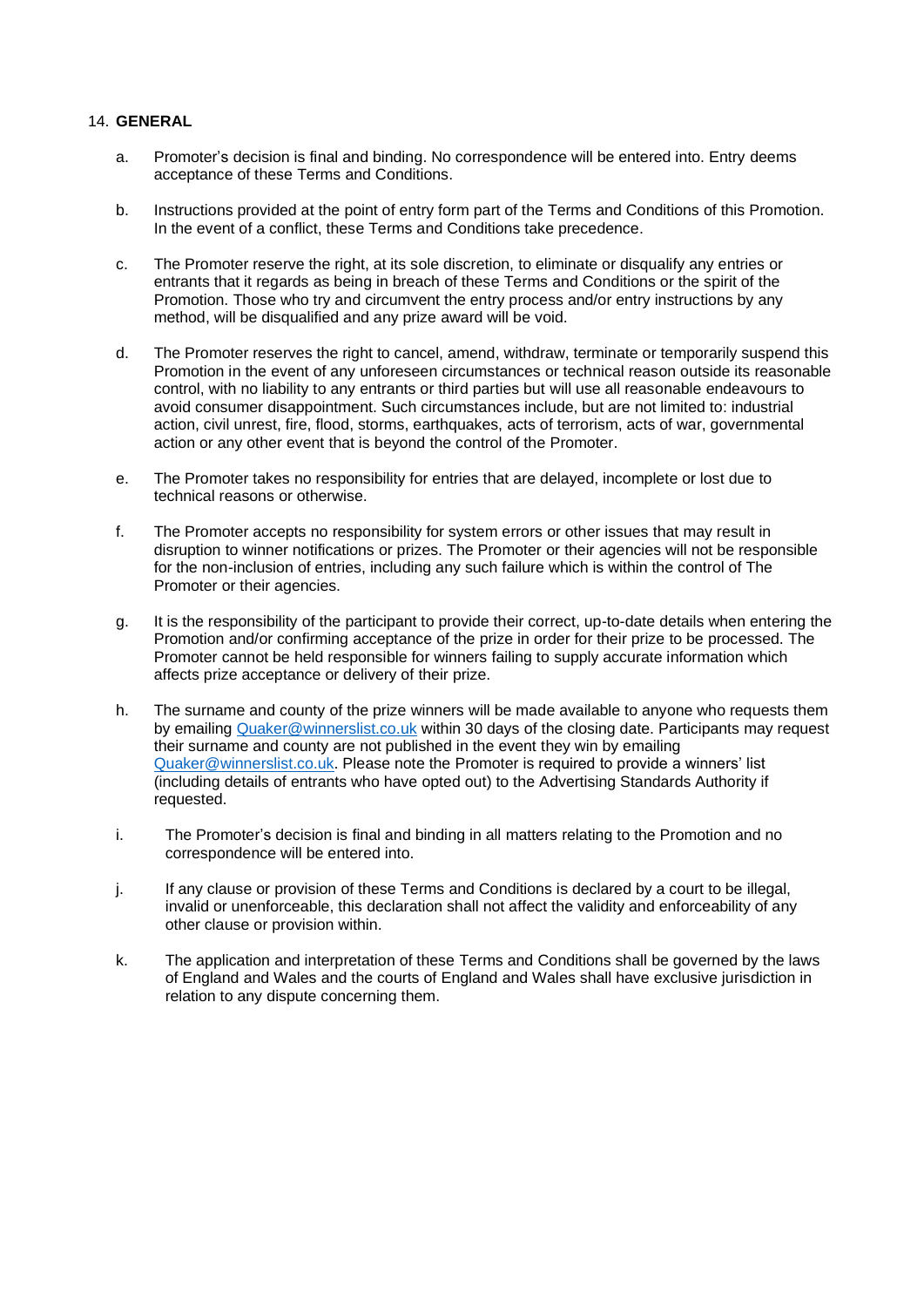## 14. GENERAL

a. Promoter's decision is final and binding. No correspondence will be entered into. Entry deems acceptance of these Terms and Conditions.

b. Instructions provided at the point of entry form part of the Terms and Conditions of this Promotion. In the event of a conflict, these Terms and Conditions take precedence.

c. The Promoter reserve the right, at its sole discretion, to eliminate or disqualify any entries or entrants that it regards as being in breach of these Terms and Conditions or the spirit of the Promotion. Those who try and circumvent the entry process and/or entry instructions by any method, will be disqualified and any prize award will be void.

d. The Promoter reserves the right to cancel, amend, withdraw, terminate or temporarily suspend this Promotion in the event of any unforeseen circumstances or technical reason outside its reasonable control, with no liability to any entrants or third parties but will use all reasonable endeavours to avoid consumer disappointment. Such circumstances include, but are not limited to: industrial action, civil unrest, fire, flood, storms, earthquakes, acts of terrorism, acts of war, governmental action or any other event that is beyond the control of the Promoter.

e. The Promoter takes no responsibility for entries that are delayed, incomplete or lost due to technical reasons or otherwise.

f. The Promoter accepts no responsibility for system errors or other issues that may result in disruption to winner notifications or prizes. The Promoter or their agencies will not be responsible for the non-inclusion of entries, including any such failure which is within the control of The Promoter or their agencies.

g. It is the responsibility of the participant to provide their correct, up-to-date details when entering the Promotion and/or confirming acceptance of the prize in order for their prize to be processed. The Promoter cannot be held responsible for winners failing to supply accurate information which affects prize acceptance or delivery of their prize.

h. The surname and county of the prize winners will be made available to anyone who requests them by emailing Quaker@winnerslist.co.uk within 30 days of the closing date. Participants may request their surname and county are not published in the event they win by emailing Quaker@winnerslist.co.uk. Please note the Promoter is required to provide a winners' list (including details of entrants who have opted out) to the Advertising Standards Authority if requested.

i. The Promoter's decision is final and binding in all matters relating to the Promotion and no correspondence will be entered into.

j. If any clause or provision of these Terms and Conditions is declared by a court to be illegal, invalid or unenforceable, this declaration shall not affect the validity and enforceability of any other clause or provision within.

k. The application and interpretation of these Terms and Conditions shall be governed by the laws of England and Wales and the courts of England and Wales shall have exclusive jurisdiction in relation to any dispute concerning them.